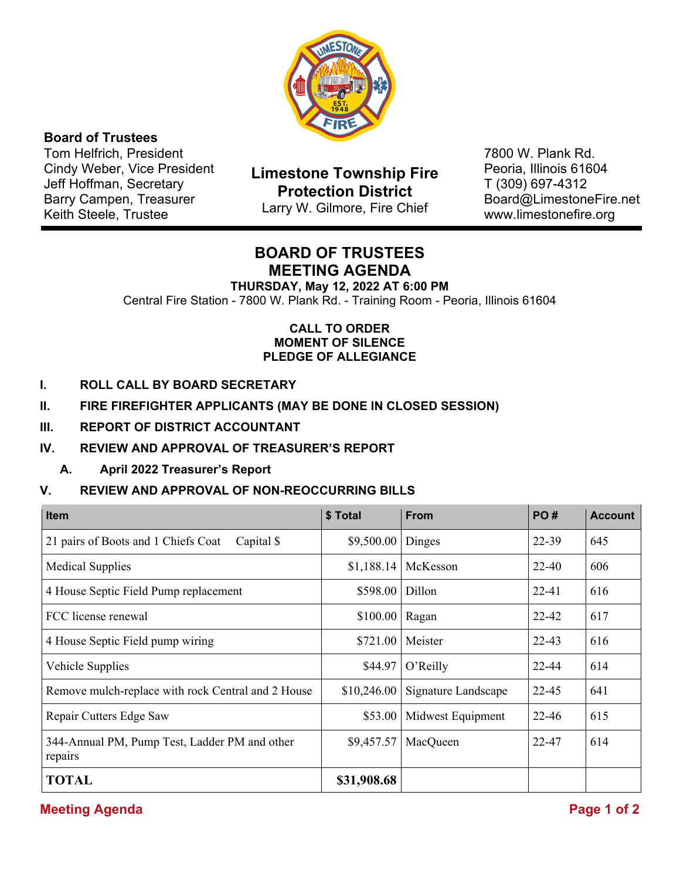**Board of Trustees**
Tom Helfrich, President
Cindy Weber, Vice President
Jeff Hoffman, Secretary
Barry Campen, Treasurer
Keith Steele, Trustee

**Limestone Township Fire Protection District**
Larry W. Gilmore, Fire Chief

7800 W. Plank Rd.
Peoria, Illinois 61604
T (309) 697-4312
Board@LimestoneFire.net
www.limestonefire.org

# BOARD OF TRUSTEES MEETING AGENDA

**THURSDAY, May 12, 2022 AT 6:00 PM**

Central Fire Station - 7800 W. Plank Rd. - Training Room - Peoria, Illinois 61604

**CALL TO ORDER**
**MOMENT OF SILENCE**
**PLEDGE OF ALLEGIANCE**

**I. ROLL CALL BY BOARD SECRETARY**

**II. FIRE FIREFIGHTER APPLICANTS (MAY BE DONE IN CLOSED SESSION)**

**III. REPORT OF DISTRICT ACCOUNTANT**

**IV. REVIEW AND APPROVAL OF TREASURER'S REPORT**

**A. April 2022 Treasurer's Report**

**V. REVIEW AND APPROVAL OF NON-REOCCURRING BILLS**

| Item | $ Total | From | PO # | Account |
|---|---|---|---|---|
| 21 pairs of Boots and 1 Chiefs Coat Capital $ | $9,500.00 | Dinges | 22-39 | 645 |
| Medical Supplies | $1,188.14 | McKesson | 22-40 | 606 |
| 4 House Septic Field Pump replacement | $598.00 | Dillon | 22-41 | 616 |
| FCC license renewal | $100.00 | Ragan | 22-42 | 617 |
| 4 House Septic Field pump wiring | $721.00 | Meister | 22-43 | 616 |
| Vehicle Supplies | $44.97 | O'Reilly | 22-44 | 614 |
| Remove mulch-replace with rock Central and 2 House | $10,246.00 | Signature Landscape | 22-45 | 641 |
| Repair Cutters Edge Saw | $53.00 | Midwest Equipment | 22-46 | 615 |
| 344-Annual PM, Pump Test, Ladder PM and other repairs | $9,457.57 | MacQueen | 22-47 | 614 |
| **TOTAL** | **$31,908.68** | | | |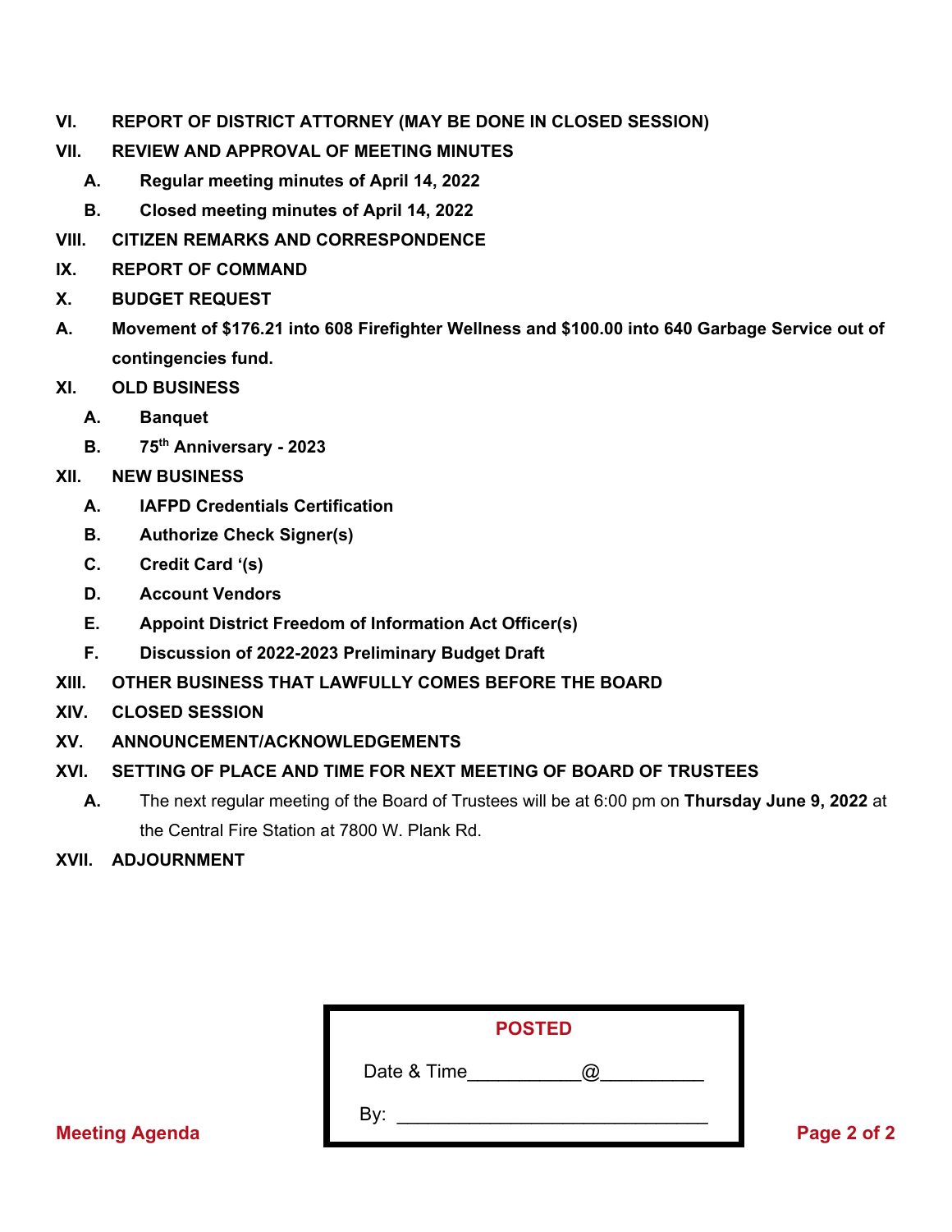**VI. REPORT OF DISTRICT ATTORNEY (MAY BE DONE IN CLOSED SESSION)**

**VII. REVIEW AND APPROVAL OF MEETING MINUTES**

- **A. Regular meeting minutes of April 14, 2022**
- **B. Closed meeting minutes of April 14, 2022**

**VIII. CITIZEN REMARKS AND CORRESPONDENCE**

**IX. REPORT OF COMMAND**

**X. BUDGET REQUEST**

**A. Movement of $176.21 into 608 Firefighter Wellness and $100.00 into 640 Garbage Service out of contingencies fund.**

**XI. OLD BUSINESS**

- **A. Banquet**
- **B. 75th Anniversary - 2023**

**XII. NEW BUSINESS**

- **A. IAFPD Credentials Certification**
- **B. Authorize Check Signer(s)**
- **C. Credit Card '(s)**
- **D. Account Vendors**
- **E. Appoint District Freedom of Information Act Officer(s)**
- **F. Discussion of 2022-2023 Preliminary Budget Draft**

**XIII. OTHER BUSINESS THAT LAWFULLY COMES BEFORE THE BOARD**

**XIV. CLOSED SESSION**

**XV. ANNOUNCEMENT/ACKNOWLEDGEMENTS**

**XVI. SETTING OF PLACE AND TIME FOR NEXT MEETING OF BOARD OF TRUSTEES**

- **A.** The next regular meeting of the Board of Trustees will be at 6:00 pm on **Thursday June 9, 2022** at the Central Fire Station at 7800 W. Plank Rd.

**XVII. ADJOURNMENT**

**POSTED**

Date & Time__________@__________

By: ______________________________

**Meeting Agenda**